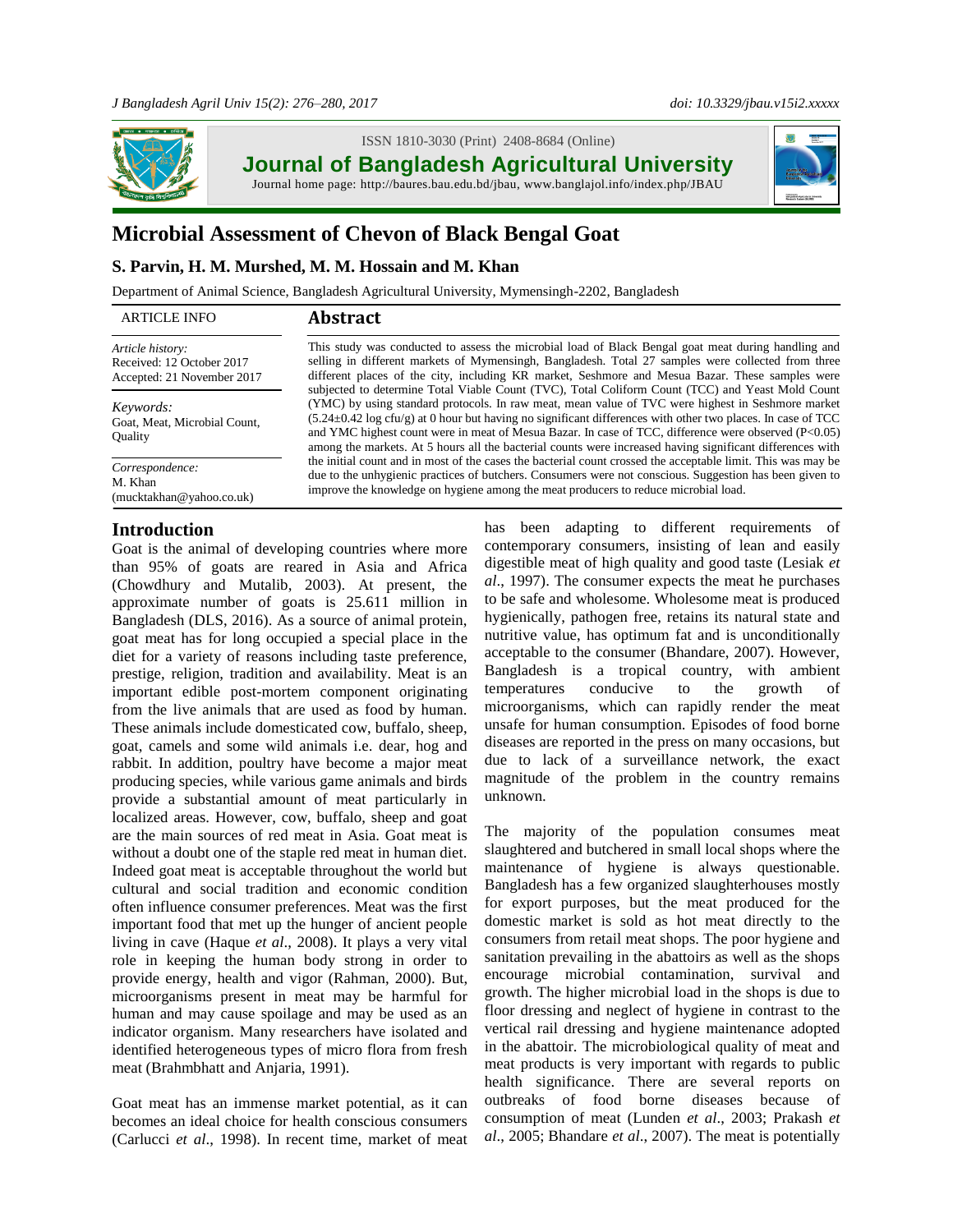ISSN 1810-3030 (Print) 2408-8684 (Online)

**Journal of Bangladesh Agricultural University**

Journal home page: http://baures.bau.edu.bd/jbau, www.banglajol.info/index.php/JBAU

# Microbial Assessment of Chevon of Black Bengal Goat

**S. Parvin, H. M. Murshed, M. M. Hossain and M. Khan**

Department of Animal Science, Bangladesh Agricultural University, Mymensingh-2202, Bangladesh

ARTICLE INFO

*Article history:*
Received: 12 October 2017
Accepted: 21 November 2017

*Keywords:*
Goat, Meat, Microbial Count, Quality

*Correspondence:*
M. Khan
(mucktakhan@yahoo.co.uk)

## Abstract

This study was conducted to assess the microbial load of Black Bengal goat meat during handling and selling in different markets of Mymensingh, Bangladesh. Total 27 samples were collected from three different places of the city, including KR market, Seshmore and Mesua Bazar. These samples were subjected to determine Total Viable Count (TVC), Total Coliform Count (TCC) and Yeast Mold Count (YMC) by using standard protocols. In raw meat, mean value of TVC were highest in Seshmore market (5.24±0.42 log cfu/g) at 0 hour but having no significant differences with other two places. In case of TCC and YMC highest count were in meat of Mesua Bazar. In case of TCC, difference were observed ($P<0.05$) among the markets. At 5 hours all the bacterial counts were increased having significant differences with the initial count and in most of the cases the bacterial count crossed the acceptable limit. This was may be due to the unhygienic practices of butchers. Consumers were not conscious. Suggestion has been given to improve the knowledge on hygiene among the meat producers to reduce microbial load.

## Introduction

Goat is the animal of developing countries where more than 95% of goats are reared in Asia and Africa (Chowdhury and Mutalib, 2003). At present, the approximate number of goats is 25.611 million in Bangladesh (DLS, 2016). As a source of animal protein, goat meat has for long occupied a special place in the diet for a variety of reasons including taste preference, prestige, religion, tradition and availability. Meat is an important edible post-mortem component originating from the live animals that are used as food by human. These animals include domesticated cow, buffalo, sheep, goat, camels and some wild animals i.e. dear, hog and rabbit. In addition, poultry have become a major meat producing species, while various game animals and birds provide a substantial amount of meat particularly in localized areas. However, cow, buffalo, sheep and goat are the main sources of red meat in Asia. Goat meat is without a doubt one of the staple red meat in human diet. Indeed goat meat is acceptable throughout the world but cultural and social tradition and economic condition often influence consumer preferences. Meat was the first important food that met up the hunger of ancient people living in cave (Haque *et al*., 2008). It plays a very vital role in keeping the human body strong in order to provide energy, health and vigor (Rahman, 2000). But, microorganisms present in meat may be harmful for human and may cause spoilage and may be used as an indicator organism. Many researchers have isolated and identified heterogeneous types of micro flora from fresh meat (Brahmbhatt and Anjaria, 1991).

Goat meat has an immense market potential, as it can becomes an ideal choice for health conscious consumers (Carlucci *et al*., 1998). In recent time, market of meat has been adapting to different requirements of contemporary consumers, insisting of lean and easily digestible meat of high quality and good taste (Lesiak *et al*., 1997). The consumer expects the meat he purchases to be safe and wholesome. Wholesome meat is produced hygienically, pathogen free, retains its natural state and nutritive value, has optimum fat and is unconditionally acceptable to the consumer (Bhandare, 2007). However, Bangladesh is a tropical country, with ambient temperatures conducive to the growth of microorganisms, which can rapidly render the meat unsafe for human consumption. Episodes of food borne diseases are reported in the press on many occasions, but due to lack of a surveillance network, the exact magnitude of the problem in the country remains unknown.

The majority of the population consumes meat slaughtered and butchered in small local shops where the maintenance of hygiene is always questionable. Bangladesh has a few organized slaughterhouses mostly for export purposes, but the meat produced for the domestic market is sold as hot meat directly to the consumers from retail meat shops. The poor hygiene and sanitation prevailing in the abattoirs as well as the shops encourage microbial contamination, survival and growth. The higher microbial load in the shops is due to floor dressing and neglect of hygiene in contrast to the vertical rail dressing and hygiene maintenance adopted in the abattoir. The microbiological quality of meat and meat products is very important with regards to public health significance. There are several reports on outbreaks of food borne diseases because of consumption of meat (Lunden *et al*., 2003; Prakash *et al*., 2005; Bhandare *et al*., 2007). The meat is potentially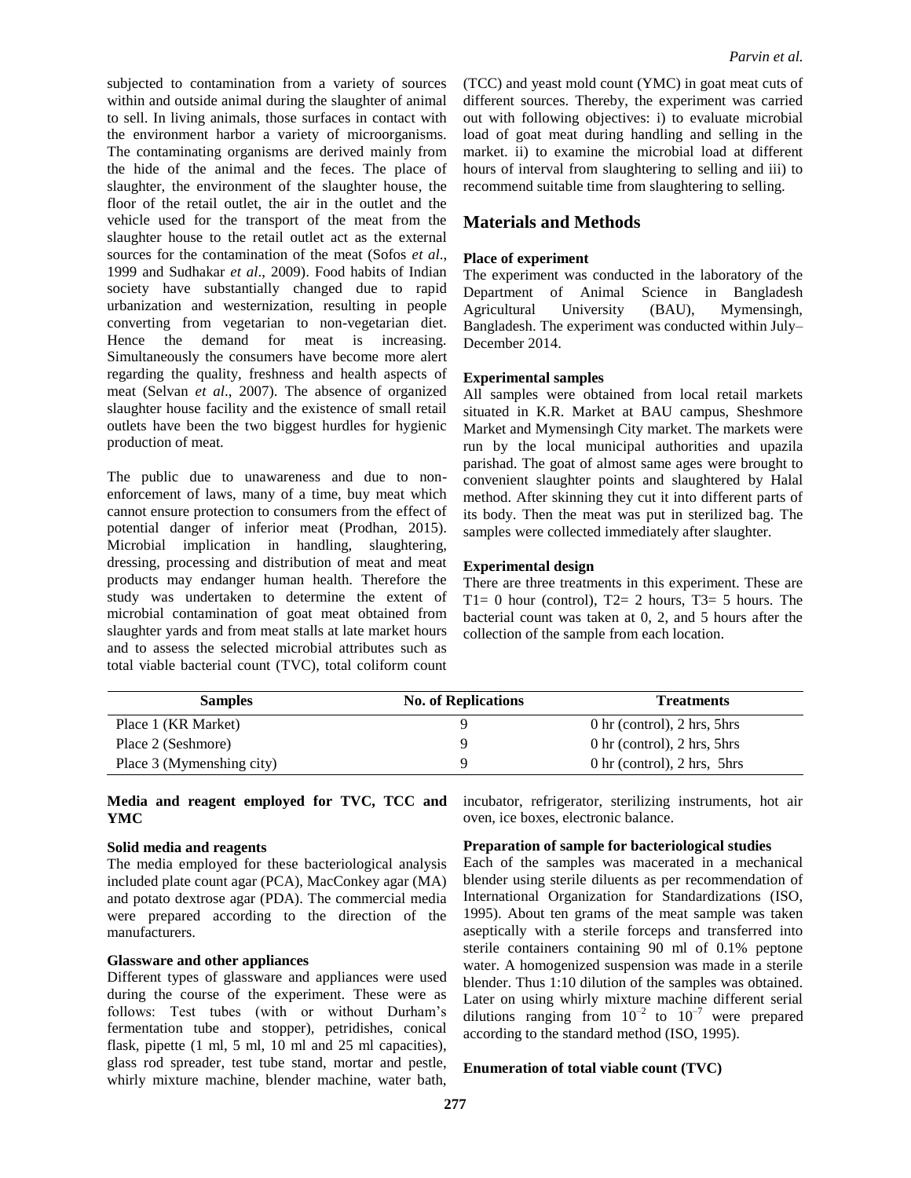subjected to contamination from a variety of sources within and outside animal during the slaughter of animal to sell. In living animals, those surfaces in contact with the environment harbor a variety of microorganisms. The contaminating organisms are derived mainly from the hide of the animal and the feces. The place of slaughter, the environment of the slaughter house, the floor of the retail outlet, the air in the outlet and the vehicle used for the transport of the meat from the slaughter house to the retail outlet act as the external sources for the contamination of the meat (Sofos *et al*., 1999 and Sudhakar *et al*., 2009). Food habits of Indian society have substantially changed due to rapid urbanization and westernization, resulting in people converting from vegetarian to non-vegetarian diet. Hence the demand for meat is increasing. Simultaneously the consumers have become more alert regarding the quality, freshness and health aspects of meat (Selvan *et al*., 2007). The absence of organized slaughter house facility and the existence of small retail outlets have been the two biggest hurdles for hygienic production of meat.

The public due to unawareness and due to non-enforcement of laws, many of a time, buy meat which cannot ensure protection to consumers from the effect of potential danger of inferior meat (Prodhan, 2015). Microbial implication in handling, slaughtering, dressing, processing and distribution of meat and meat products may endanger human health. Therefore the study was undertaken to determine the extent of microbial contamination of goat meat obtained from slaughter yards and from meat stalls at late market hours and to assess the selected microbial attributes such as total viable bacterial count (TVC), total coliform count (TCC) and yeast mold count (YMC) in goat meat cuts of different sources. Thereby, the experiment was carried out with following objectives: i) to evaluate microbial load of goat meat during handling and selling in the market. ii) to examine the microbial load at different hours of interval from slaughtering to selling and iii) to recommend suitable time from slaughtering to selling.

## Materials and Methods

**Place of experiment**

The experiment was conducted in the laboratory of the Department of Animal Science in Bangladesh Agricultural University (BAU), Mymensingh, Bangladesh. The experiment was conducted within July–December 2014.

**Experimental samples**

All samples were obtained from local retail markets situated in K.R. Market at BAU campus, Sheshmore Market and Mymensingh City market. The markets were run by the local municipal authorities and upazila parishad. The goat of almost same ages were brought to convenient slaughter points and slaughtered by Halal method. After skinning they cut it into different parts of its body. Then the meat was put in sterilized bag. The samples were collected immediately after slaughter.

**Experimental design**

There are three treatments in this experiment. These are T1= 0 hour (control), T2= 2 hours, T3= 5 hours. The bacterial count was taken at 0, 2, and 5 hours after the collection of the sample from each location.

| Samples | No. of Replications | Treatments |
| --- | --- | --- |
| Place 1 (KR Market) | 9 | 0 hr (control), 2 hrs, 5hrs |
| Place 2 (Seshmore) | 9 | 0 hr (control), 2 hrs, 5hrs |
| Place 3 (Mymensingh city) | 9 | 0 hr (control), 2 hrs, 5hrs |

**Media and reagent employed for TVC, TCC and YMC**

**Solid media and reagents**

The media employed for these bacteriological analysis included plate count agar (PCA), MacConkey agar (MA) and potato dextrose agar (PDA). The commercial media were prepared according to the direction of the manufacturers.

**Glassware and other appliances**

Different types of glassware and appliances were used during the course of the experiment. These were as follows: Test tubes (with or without Durham's fermentation tube and stopper), petridishes, conical flask, pipette (1 ml, 5 ml, 10 ml and 25 ml capacities), glass rod spreader, test tube stand, mortar and pestle, whirly mixture machine, blender machine, water bath, incubator, refrigerator, sterilizing instruments, hot air oven, ice boxes, electronic balance.

**Preparation of sample for bacteriological studies**

Each of the samples was macerated in a mechanical blender using sterile diluents as per recommendation of International Organization for Standardizations (ISO, 1995). About ten grams of the meat sample was taken aseptically with a sterile forceps and transferred into sterile containers containing 90 ml of 0.1% peptone water. A homogenized suspension was made in a sterile blender. Thus 1:10 dilution of the samples was obtained. Later on using whirly mixture machine different serial dilutions ranging from $10^{-2}$ to $10^{-7}$ were prepared according to the standard method (ISO, 1995).

**Enumeration of total viable count (TVC)**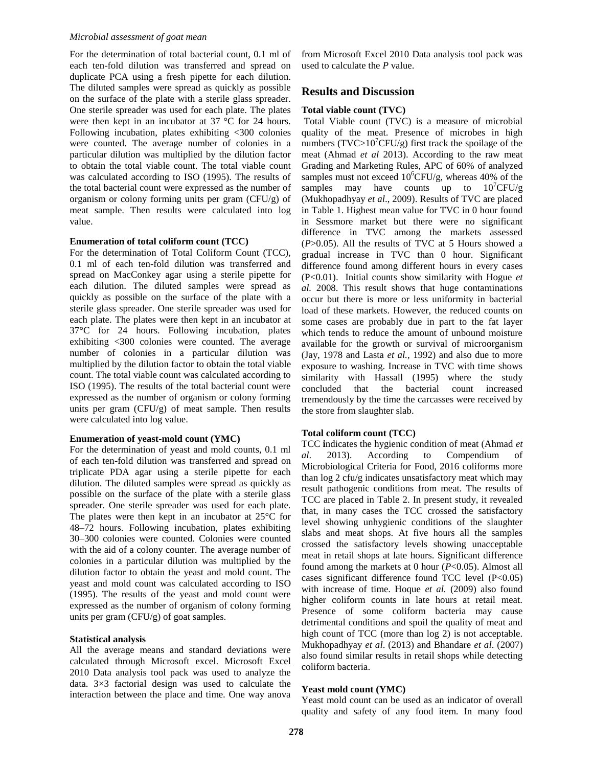For the determination of total bacterial count, 0.1 ml of each ten-fold dilution was transferred and spread on duplicate PCA using a fresh pipette for each dilution. The diluted samples were spread as quickly as possible on the surface of the plate with a sterile glass spreader. One sterile spreader was used for each plate. The plates were then kept in an incubator at 37 °C for 24 hours. Following incubation, plates exhibiting <300 colonies were counted. The average number of colonies in a particular dilution was multiplied by the dilution factor to obtain the total viable count. The total viable count was calculated according to ISO (1995). The results of the total bacterial count were expressed as the number of organism or colony forming units per gram (CFU/g) of meat sample. Then results were calculated into log value.

**Enumeration of total coliform count (TCC)**

For the determination of Total Coliform Count (TCC), 0.1 ml of each ten-fold dilution was transferred and spread on MacConkey agar using a sterile pipette for each dilution. The diluted samples were spread as quickly as possible on the surface of the plate with a sterile glass spreader. One sterile spreader was used for each plate. The plates were then kept in an incubator at 37°C for 24 hours. Following incubation, plates exhibiting <300 colonies were counted. The average number of colonies in a particular dilution was multiplied by the dilution factor to obtain the total viable count. The total viable count was calculated according to ISO (1995). The results of the total bacterial count were expressed as the number of organism or colony forming units per gram (CFU/g) of meat sample. Then results were calculated into log value.

**Enumeration of yeast-mold count (YMC)**

For the determination of yeast and mold counts, 0.1 ml of each ten-fold dilution was transferred and spread on triplicate PDA agar using a sterile pipette for each dilution. The diluted samples were spread as quickly as possible on the surface of the plate with a sterile glass spreader. One sterile spreader was used for each plate. The plates were then kept in an incubator at 25°C for 48–72 hours. Following incubation, plates exhibiting 30–300 colonies were counted. Colonies were counted with the aid of a colony counter. The average number of colonies in a particular dilution was multiplied by the dilution factor to obtain the yeast and mold count. The yeast and mold count was calculated according to ISO (1995). The results of the yeast and mold count were expressed as the number of organism of colony forming units per gram (CFU/g) of goat samples.

**Statistical analysis**

All the average means and standard deviations were calculated through Microsoft excel. Microsoft Excel 2010 Data analysis tool pack was used to analyze the data. 3×3 factorial design was used to calculate the interaction between the place and time. One way anova from Microsoft Excel 2010 Data analysis tool pack was used to calculate the *P* value.

## Results and Discussion

**Total viable count (TVC)**

Total Viable count (TVC) is a measure of microbial quality of the meat. Presence of microbes in high numbers (TVC>$10^7$CFU/g) first track the spoilage of the meat (Ahmad *et al* 2013). According to the raw meat Grading and Marketing Rules, APC of 60% of analyzed samples must not exceed $10^6$CFU/g, whereas 40% of the samples may have counts up to $10^7$CFU/g (Mukhopadhyay *et al*., 2009). Results of TVC are placed in Table 1. Highest mean value for TVC in 0 hour found in Sessmore market but there were no significant difference in TVC among the markets assessed ($P$>0.05). All the results of TVC at 5 Hours showed a gradual increase in TVC than 0 hour. Significant difference found among different hours in every cases ($P$<0.01). Initial counts show similarity with Hogue *et al.* 2008. This result shows that huge contaminations occur but there is more or less uniformity in bacterial load of these markets. However, the reduced counts on some cases are probably due in part to the fat layer which tends to reduce the amount of unbound moisture available for the growth or survival of microorganism (Jay, 1978 and Lasta *et al.*, 1992) and also due to more exposure to washing. Increase in TVC with time shows similarity with Hassall (1995) where the study concluded that the bacterial count increased tremendously by the time the carcasses were received by the store from slaughter slab.

**Total coliform count (TCC)**

TCC **i**ndicates the hygienic condition of meat (Ahmad *et al.* 2013). According to Compendium of Microbiological Criteria for Food, 2016 coliforms more than log 2 cfu/g indicates unsatisfactory meat which may result pathogenic conditions from meat. The results of TCC are placed in Table 2. In present study, it revealed that, in many cases the TCC crossed the satisfactory level showing unhygienic conditions of the slaughter slabs and meat shops. At five hours all the samples crossed the satisfactory levels showing unacceptable meat in retail shops at late hours. Significant difference found among the markets at 0 hour ($P$<0.05). Almost all cases significant difference found TCC level ($P$<0.05) with increase of time. Hoque *et al.* (2009) also found higher coliform counts in late hours at retail meat. Presence of some coliform bacteria may cause detrimental conditions and spoil the quality of meat and high count of TCC (more than log 2) is not acceptable. Mukhopadhyay *et al*. (2013) and Bhandare *et al*. (2007) also found similar results in retail shops while detecting coliform bacteria.

**Yeast mold count (YMC)**

Yeast mold count can be used as an indicator of overall quality and safety of any food item. In many food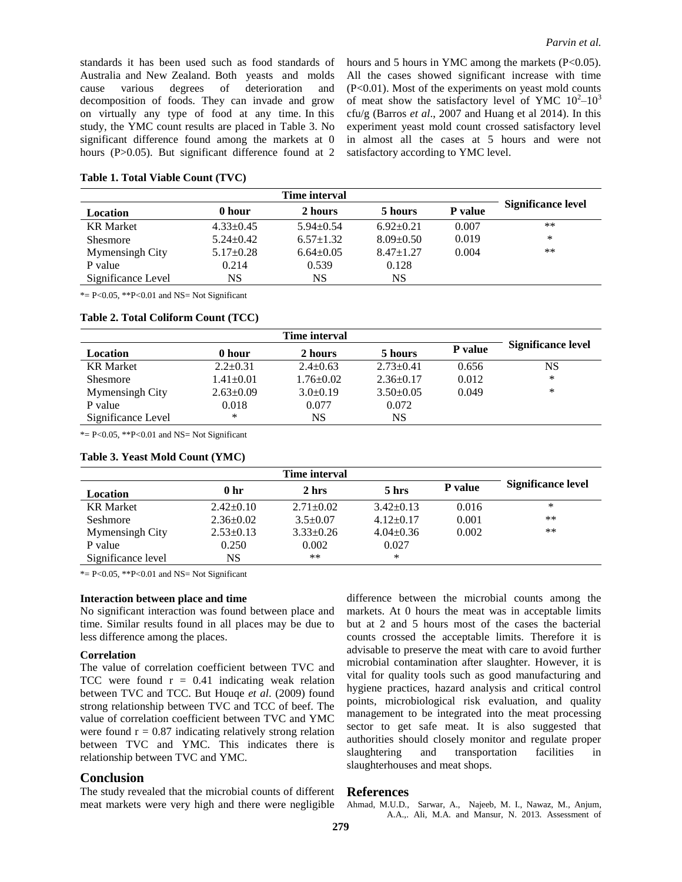standards it has been used such as food standards of Australia and New Zealand. Both yeasts and molds cause various degrees of deterioration and decomposition of foods. They can invade and grow on virtually any type of food at any time. In this study, the YMC count results are placed in Table 3. No significant difference found among the markets at 0 hours (P>0.05). But significant difference found at 2 hours and 5 hours in YMC among the markets (P<0.05). All the cases showed significant increase with time (P<0.01). Most of the experiments on yeast mold counts of meat show the satisfactory level of YMC $10^2$–$10^3$ cfu/g (Barros *et al*., 2007 and Huang et al 2014). In this experiment yeast mold count crossed satisfactory level in almost all the cases at 5 hours and were not satisfactory according to YMC level.

**Table 1. Total Viable Count (TVC)**

| Location | Time interval 0 hour | 2 hours | 5 hours | P value | Significance level |
|---|---|---|---|---|---|
| KR Market | 4.33±0.45 | 5.94±0.54 | 6.92±0.21 | 0.007 | ** |
| Shesmore | 5.24±0.42 | 6.57±1.32 | 8.09±0.50 | 0.019 | * |
| Mymensingh City | 5.17±0.28 | 6.64±0.05 | 8.47±1.27 | 0.004 | ** |
| P value | 0.214 | 0.539 | 0.128 | | |
| Significance Level | NS | NS | NS | | |

*= P<0.05, **P<0.01 and NS= Not Significant

**Table 2. Total Coliform Count (TCC)**

| Location | Time interval 0 hour | 2 hours | 5 hours | P value | Significance level |
|---|---|---|---|---|---|
| KR Market | 2.2±0.31 | 2.4±0.63 | 2.73±0.41 | 0.656 | NS |
| Shesmore | 1.41±0.01 | 1.76±0.02 | 2.36±0.17 | 0.012 | * |
| Mymensingh City | 2.63±0.09 | 3.0±0.19 | 3.50±0.05 | 0.049 | * |
| P value | 0.018 | 0.077 | 0.072 | | |
| Significance Level | * | NS | NS | | |

*= P<0.05, **P<0.01 and NS= Not Significant

**Table 3. Yeast Mold Count (YMC)**

| Location | Time interval 0 hr | 2 hrs | 5 hrs | P value | Significance level |
|---|---|---|---|---|---|
| KR Market | 2.42±0.10 | 2.71±0.02 | 3.42±0.13 | 0.016 | * |
| Seshmore | 2.36±0.02 | 3.5±0.07 | 4.12±0.17 | 0.001 | ** |
| Mymensingh City | 2.53±0.13 | 3.33±0.26 | 4.04±0.36 | 0.002 | ** |
| P value | 0.250 | 0.002 | 0.027 | | |
| Significance level | NS | ** | * | | |

*= P<0.05, **P<0.01 and NS= Not Significant

**Interaction between place and time**

No significant interaction was found between place and time. Similar results found in all places may be due to less difference among the places.

**Correlation**

The value of correlation coefficient between TVC and TCC were found r = 0.41 indicating weak relation between TVC and TCC. But Houqe *et al*. (2009) found strong relationship between TVC and TCC of beef. The value of correlation coefficient between TVC and YMC were found r = 0.87 indicating relatively strong relation between TVC and YMC. This indicates there is relationship between TVC and YMC.

## Conclusion

The study revealed that the microbial counts of different meat markets were very high and there were negligible difference between the microbial counts among the markets. At 0 hours the meat was in acceptable limits but at 2 and 5 hours most of the cases the bacterial counts crossed the acceptable limits. Therefore it is advisable to preserve the meat with care to avoid further microbial contamination after slaughter. However, it is vital for quality tools such as good manufacturing and hygiene practices, hazard analysis and critical control points, microbiological risk evaluation, and quality management to be integrated into the meat processing sector to get safe meat. It is also suggested that authorities should closely monitor and regulate proper slaughtering and transportation facilities in slaughterhouses and meat shops.

## References

Ahmad, M.U.D., Sarwar, A., Najeeb, M. I., Nawaz, M., Anjum, A.A.,. Ali, M.A. and Mansur, N. 2013. Assessment of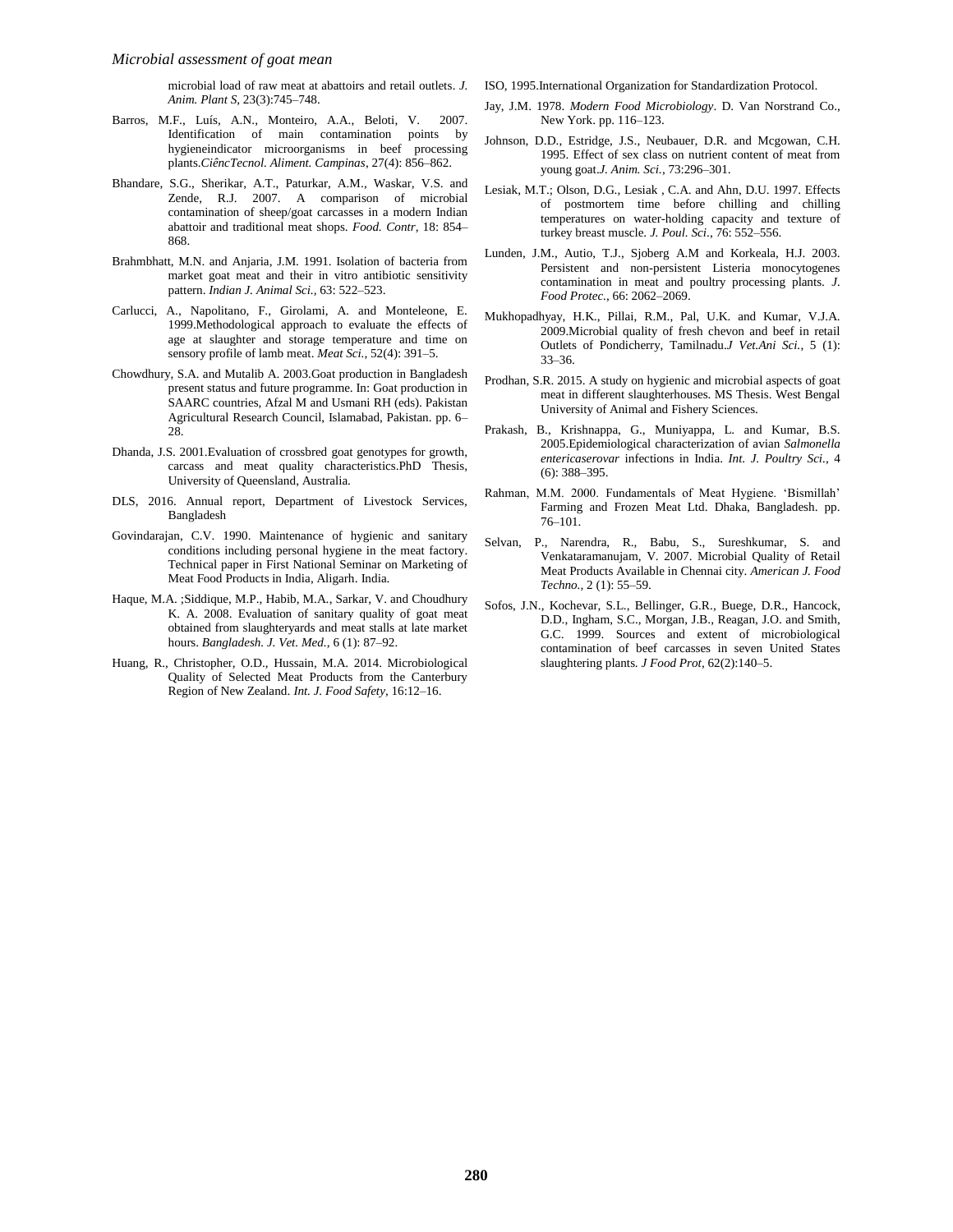microbial load of raw meat at abattoirs and retail outlets. *J. Anim. Plant S*, 23(3):745–748.

Barros, M.F., Luís, A.N., Monteiro, A.A., Beloti, V. 2007. Identification of main contamination points by hygieneindicator microorganisms in beef processing plants.*CiêncTecnol. Aliment. Campinas*, 27(4): 856–862.

Bhandare, S.G., Sherikar, A.T., Paturkar, A.M., Waskar, V.S. and Zende, R.J. 2007. A comparison of microbial contamination of sheep/goat carcasses in a modern Indian abattoir and traditional meat shops. *Food. Contr*, 18: 854–868.

Brahmbhatt, M.N. and Anjaria, J.M. 1991. Isolation of bacteria from market goat meat and their in vitro antibiotic sensitivity pattern. *Indian J. Animal Sci.*, 63: 522–523.

Carlucci, A., Napolitano, F., Girolami, A. and Monteleone, E. 1999.Methodological approach to evaluate the effects of age at slaughter and storage temperature and time on sensory profile of lamb meat. *Meat Sci.*, 52(4): 391–5.

Chowdhury, S.A. and Mutalib A. 2003.Goat production in Bangladesh present status and future programme. In: Goat production in SAARC countries, Afzal M and Usmani RH (eds). Pakistan Agricultural Research Council, Islamabad, Pakistan. pp. 6–28.

Dhanda, J.S. 2001.Evaluation of crossbred goat genotypes for growth, carcass and meat quality characteristics.PhD Thesis, University of Queensland, Australia.

DLS, 2016. Annual report, Department of Livestock Services, Bangladesh

Govindarajan, C.V. 1990. Maintenance of hygienic and sanitary conditions including personal hygiene in the meat factory. Technical paper in First National Seminar on Marketing of Meat Food Products in India, Aligarh. India.

Haque, M.A. ;Siddique, M.P., Habib, M.A., Sarkar, V. and Choudhury K. A. 2008. Evaluation of sanitary quality of goat meat obtained from slaughteryards and meat stalls at late market hours. *Bangladesh. J. Vet. Med.*, 6 (1): 87–92.

Huang, R., Christopher, O.D., Hussain, M.A. 2014. Microbiological Quality of Selected Meat Products from the Canterbury Region of New Zealand. *Int. J. Food Safety*, 16:12–16.

ISO, 1995.International Organization for Standardization Protocol.

Jay, J.M. 1978. *Modern Food Microbiology*. D. Van Norstrand Co., New York. pp. 116–123.

Johnson, D.D., Estridge, J.S., Neubauer, D.R. and Mcgowan, C.H. 1995. Effect of sex class on nutrient content of meat from young goat.*J. Anim. Sci.*, 73:296–301.

Lesiak, M.T.; Olson, D.G., Lesiak , C.A. and Ahn, D.U. 1997. Effects of postmortem time before chilling and chilling temperatures on water-holding capacity and texture of turkey breast muscle. *J. Poul. Sci.*, 76: 552–556.

Lunden, J.M., Autio, T.J., Sjoberg A.M and Korkeala, H.J. 2003. Persistent and non-persistent Listeria monocytogenes contamination in meat and poultry processing plants. *J. Food Protec.*, 66: 2062–2069.

Mukhopadhyay, H.K., Pillai, R.M., Pal, U.K. and Kumar, V.J.A. 2009.Microbial quality of fresh chevon and beef in retail Outlets of Pondicherry, Tamilnadu.*J Vet.Ani Sci.*, 5 (1): 33–36.

Prodhan, S.R. 2015. A study on hygienic and microbial aspects of goat meat in different slaughterhouses. MS Thesis. West Bengal University of Animal and Fishery Sciences.

Prakash, B., Krishnappa, G., Muniyappa, L. and Kumar, B.S. 2005.Epidemiological characterization of avian *Salmonella entericaserovar* infections in India. *Int. J. Poultry Sci.*, 4 (6): 388–395.

Rahman, M.M. 2000. Fundamentals of Meat Hygiene. 'Bismillah' Farming and Frozen Meat Ltd. Dhaka, Bangladesh. pp. 76–101.

Selvan, P., Narendra, R., Babu, S., Sureshkumar, S. and Venkataramanujam, V. 2007. Microbial Quality of Retail Meat Products Available in Chennai city. *American J. Food Techno.*, 2 (1): 55–59.

Sofos, J.N., Kochevar, S.L., Bellinger, G.R., Buege, D.R., Hancock, D.D., Ingham, S.C., Morgan, J.B., Reagan, J.O. and Smith, G.C. 1999. Sources and extent of microbiological contamination of beef carcasses in seven United States slaughtering plants. *J Food Prot*, 62(2):140–5.